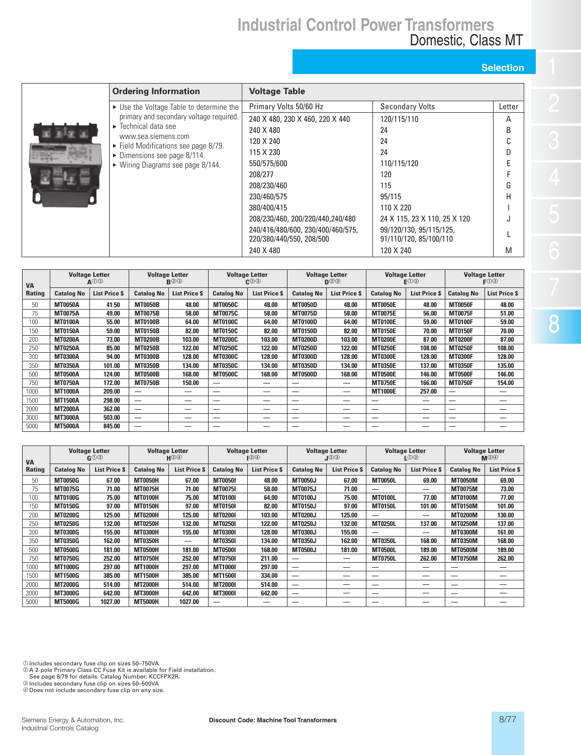# Industrial Control Power Transformers

## Domestic, Class MT

### Selection

#### Ordering Information

- Use the Voltage Table to determine the primary and secondary voltage required.
- Technical data see www.sea.siemens.com
- Field Modifications see page 8/79.
- Dimensions see page 8/114.
- Wiring Diagrams see page 8/144.

#### Voltage Table

| Primary Volts 50/60 Hz | Secondary Volts | Letter |
|---|---|---|
| 240 X 480, 230 X 460, 220 X 440 | 120/115/110 | A |
| 240 X 480 | 24 | B |
| 120 X 240 | 24 | C |
| 115 X 230 | 24 | D |
| 550/575/600 | 110/115/120 | E |
| 208/277 | 120 | F |
| 208/230/460 | 115 | G |
| 230/460/575 | 95/115 | H |
| 380/400/415 | 110 X 220 | I |
| 208/230/460, 200/220/440,240/480 | 24 X 115, 23 X 110, 25 X 120 | J |
| 240/416/480/600, 230/400/460/575, 220/380/440/550, 208/500 | 99/120/130, 95/115/125, 91/110/120, 85/100/110 | L |
| 240 X 480 | 120 X 240 | M |

| VA Rating | Voltage Letter A①② | | Voltage Letter B②③ | | Voltage Letter C②③ | | Voltage Letter D②③ | | Voltage Letter E①② | | Voltage Letter F①② | |
|---|---|---|---|---|---|---|---|---|---|---|---|---|
| | Catalog No | List Price $ | Catalog No | List Price $ | Catalog No | List Price $ | Catalog No | List Price $ | Catalog No | List Price $ | Catalog No | List Price $ |
| 50 | MT0050A | 41.50 | MT0050B | 48.00 | MT0050C | 48.00 | MT0050D | 48.00 | MT0050E | 48.00 | MT0050F | 48.00 |
| 75 | MT0075A | 49.00 | MT0075B | 58.00 | MT0075C | 58.00 | MT0075D | 58.00 | MT0075E | 56.00 | MT0075F | 51.00 |
| 100 | MT0100A | 55.00 | MT0100B | 64.00 | MT0100C | 64.00 | MT0100D | 64.00 | MT0100E | 59.00 | MT0100F | 59.00 |
| 150 | MT0150A | 59.00 | MT0150B | 82.00 | MT0150C | 82.00 | MT0150D | 82.00 | MT0150E | 70.00 | MT0150F | 70.00 |
| 200 | MT0200A | 73.00 | MT0200B | 103.00 | MT0200C | 103.00 | MT0200D | 103.00 | MT0200E | 87.00 | MT0200F | 87.00 |
| 250 | MT0250A | 85.00 | MT0250B | 122.00 | MT0250C | 122.00 | MT0250D | 122.00 | MT0250E | 108.00 | MT0250F | 108.00 |
| 300 | MT0300A | 94.00 | MT0300B | 128.00 | MT0300C | 128.00 | MT0300D | 128.00 | MT0300E | 128.00 | MT0300F | 128.00 |
| 350 | MT0350A | 101.00 | MT0350B | 134.00 | MT0350C | 134.00 | MT0350D | 134.00 | MT0350E | 137.00 | MT0350F | 135.00 |
| 500 | MT0500A | 124.00 | MT0500B | 168.00 | MT0500C | 168.00 | MT0500D | 168.00 | MT0500E | 146.00 | MT0500F | 146.00 |
| 750 | MT0750A | 172.00 | MT0750B | 150.00 | — | — | — | — | MT0750E | 166.00 | MT0750F | 154.00 |
| 1000 | MT1000A | 209.00 | — | — | — | — | — | — | MT1000E | 257.00 | — | — |
| 1500 | MT1500A | 298.00 | — | — | — | — | — | — | — | — | — | — |
| 2000 | MT2000A | 362.00 | — | — | — | — | — | — | — | — | — | — |
| 3000 | MT3000A | 503.00 | — | — | — | — | — | — | — | — | — | — |
| 5000 | MT5000A | 845.00 | — | — | — | — | — | — | — | — | — | — |

| VA Rating | Voltage Letter G①② | | Voltage Letter H②④ | | Voltage Letter I②④ | | Voltage Letter J②③ | | Voltage Letter L①② | | Voltage Letter M②④ | |
|---|---|---|---|---|---|---|---|---|---|---|---|---|
| | Catalog No | List Price $ | Catalog No | List Price $ | Catalog No | List Price $ | Catalog No | List Price $ | Catalog No | List Price $ | Catalog No | List Price $ |
| 50 | MT0050G | 67.00 | MT0050H | 67.00 | MT0050I | 48.00 | MT0050J | 67.00 | MT0050L | 69.00 | MT0050M | 69.00 |
| 75 | MT0075G | 71.00 | MT0075H | 71.00 | MT0075I | 58.00 | MT0075J | 71.00 | — | — | MT0075M | 73.00 |
| 100 | MT0100G | 75.00 | MT0100H | 75.00 | MT0100I | 64.00 | MT0100J | 75.00 | MT0100L | 77.00 | MT0100M | 77.00 |
| 150 | MT0150G | 97.00 | MT0150H | 97.00 | MT0150I | 82.00 | MT0150J | 97.00 | MT0150L | 101.00 | MT0150M | 101.00 |
| 200 | MT0200G | 125.00 | MT0200H | 125.00 | MT0200I | 103.00 | MT0200J | 125.00 | — | — | MT0200M | 130.00 |
| 250 | MT0250G | 132.00 | MT0250H | 132.00 | MT0250I | 122.00 | MT0250J | 132.00 | MT0250L | 137.00 | MT0250M | 137.00 |
| 300 | MT0300G | 155.00 | MT0300H | 155.00 | MT0300I | 128.00 | MT0300J | 155.00 | — | — | MT0300M | 161.00 |
| 350 | MT0350G | 162.00 | MT0350H | — | MT0350I | 134.00 | MT0350J | 162.00 | MT0350L | 168.00 | MT0350M | 168.00 |
| 500 | MT0500G | 181.00 | MT0500H | 181.00 | MT0500I | 168.00 | MT0500J | 181.00 | MT0500L | 189.00 | MT0500M | 189.00 |
| 750 | MT0750G | 252.00 | MT0750H | 252.00 | MT0750I | 211.00 | — | — | MT0750L | 262.00 | MT0750M | 262.00 |
| 1000 | MT1000G | 297.00 | MT1000H | 297.00 | MT1000I | 297.00 | — | — | — | — | — | — |
| 1500 | MT1500G | 385.00 | MT1500H | 385.00 | MT1500I | 334.00 | — | — | — | — | — | — |
| 2000 | MT2000G | 514.00 | MT2000H | 514.00 | MT2000I | 514.00 | — | — | — | — | — | — |
| 3000 | MT3000G | 642.00 | MT3000H | 642.00 | MT3000I | 642.00 | — | — | — | — | — | — |
| 5000 | MT5000G | 1027.00 | MT5000H | 1027.00 | — | — | — | — | — | — | — | — |

① Includes secondary fuse clip on sizes 50–750VA

② A 2-pole Primary Class CC Fuse Kit is available for Field installation. See page 8/79 for details. Catalog Number: KCCFPX2R.

③ Includes secondary fuse clip on sizes 50–500VA

④ Does not include secondary fuse clip on any size.

Discount Code: Machine Tool Transformers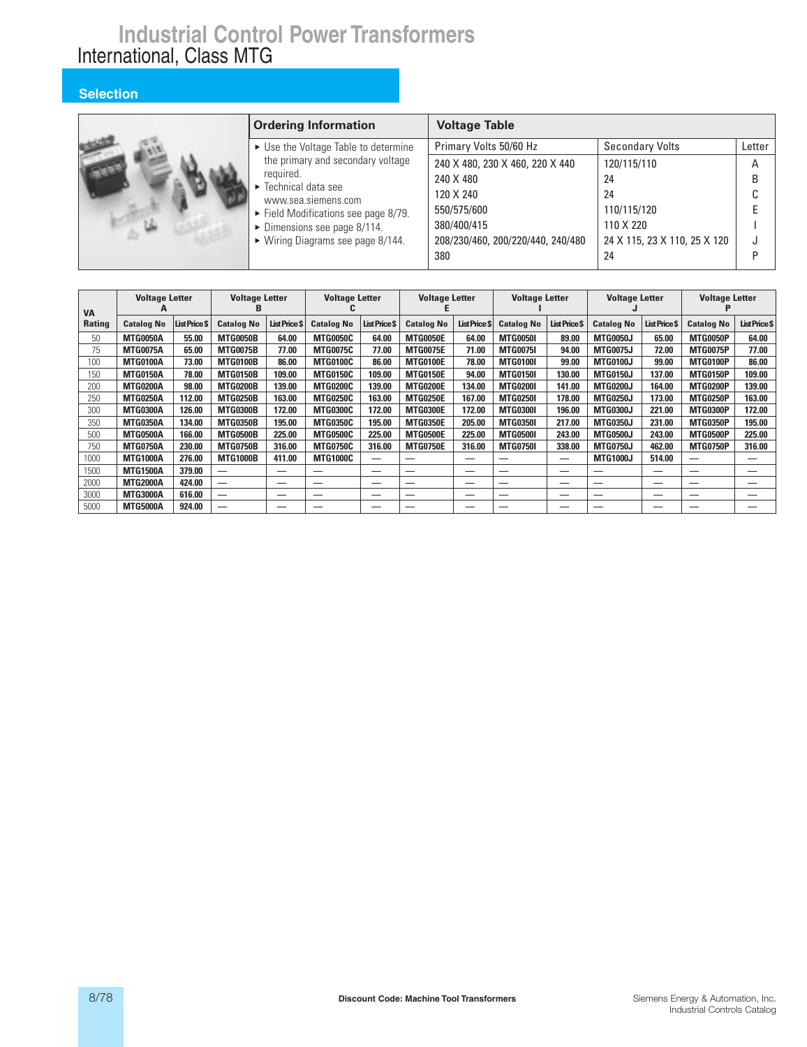# Industrial Control Power Transformers

## International, Class MTG

### Selection

**Ordering Information**

- Use the Voltage Table to determine the primary and secondary voltage required.
- Technical data see www.sea.siemens.com
- Field Modifications see page 8/79.
- Dimensions see page 8/114.
- Wiring Diagrams see page 8/144.

**Voltage Table**

| Primary Volts 50/60 Hz | Secondary Volts | Letter |
|---|---|---|
| 240 X 480, 230 X 460, 220 X 440 | 120/115/110 | A |
| 240 X 480 | 24 | B |
| 120 X 240 | 24 | C |
| 550/575/600 | 110/115/120 | E |
| 380/400/415 | 110 X 220 | I |
| 208/230/460, 200/220/440, 240/480 | 24 X 115, 23 X 110, 25 X 120 | J |
| 380 | 24 | P |

| VA Rating | Voltage Letter A | | Voltage Letter B | | Voltage Letter C | | Voltage Letter E | | Voltage Letter I | | Voltage Letter J | | Voltage Letter P | |
|---|---|---|---|---|---|---|---|---|---|---|---|---|---|---|
| | Catalog No | List Price $ | Catalog No | List Price $ | Catalog No | List Price $ | Catalog No | List Price $ | Catalog No | List Price $ | Catalog No | List Price $ | Catalog No | List Price $ |
| 50 | MTG0050A | 55.00 | MTG0050B | 64.00 | MTG0050C | 64.00 | MTG0050E | 64.00 | MTG0050I | 89.00 | MTG0050J | 65.00 | MTG0050P | 64.00 |
| 75 | MTG0075A | 65.00 | MTG0075B | 77.00 | MTG0075C | 77.00 | MTG0075E | 71.00 | MTG0075I | 94.00 | MTG0075J | 72.00 | MTG0075P | 77.00 |
| 100 | MTG0100A | 73.00 | MTG0100B | 86.00 | MTG0100C | 86.00 | MTG0100E | 78.00 | MTG0100I | 99.00 | MTG0100J | 99.00 | MTG0100P | 86.00 |
| 150 | MTG0150A | 78.00 | MTG0150B | 109.00 | MTG0150C | 109.00 | MTG0150E | 94.00 | MTG0150I | 130.00 | MTG0150J | 137.00 | MTG0150P | 109.00 |
| 200 | MTG0200A | 98.00 | MTG0200B | 139.00 | MTG0200C | 139.00 | MTG0200E | 134.00 | MTG0200I | 141.00 | MTG0200J | 164.00 | MTG0200P | 139.00 |
| 250 | MTG0250A | 112.00 | MTG0250B | 163.00 | MTG0250C | 163.00 | MTG0250E | 167.00 | MTG0250I | 178.00 | MTG0250J | 173.00 | MTG0250P | 163.00 |
| 300 | MTG0300A | 126.00 | MTG0300B | 172.00 | MTG0300C | 172.00 | MTG0300E | 172.00 | MTG0300I | 196.00 | MTG0300J | 221.00 | MTG0300P | 172.00 |
| 350 | MTG0350A | 134.00 | MTG0350B | 195.00 | MTG0350C | 195.00 | MTG0350E | 205.00 | MTG0350I | 217.00 | MTG0350J | 231.00 | MTG0350P | 195.00 |
| 500 | MTG0500A | 166.00 | MTG0500B | 225.00 | MTG0500C | 225.00 | MTG0500E | 225.00 | MTG0500I | 243.00 | MTG0500J | 243.00 | MTG0500P | 225.00 |
| 750 | MTG0750A | 230.00 | MTG0750B | 316.00 | MTG0750C | 316.00 | MTG0750E | 316.00 | MTG0750I | 338.00 | MTG0750J | 462.00 | MTG0750P | 316.00 |
| 1000 | MTG1000A | 276.00 | MTG1000B | 411.00 | MTG1000C | — | — | — | — | — | MTG1000J | 514.00 | — | — |
| 1500 | MTG1500A | 379.00 | — | — | — | — | — | — | — | — | — | — | — | — |
| 2000 | MTG2000A | 424.00 | — | — | — | — | — | — | — | — | — | — | — | — |
| 3000 | MTG3000A | 616.00 | — | — | — | — | — | — | — | — | — | — | — | — |
| 5000 | MTG5000A | 924.00 | — | — | — | — | — | — | — | — | — | — | — | — |

Discount Code: Machine Tool Transformers